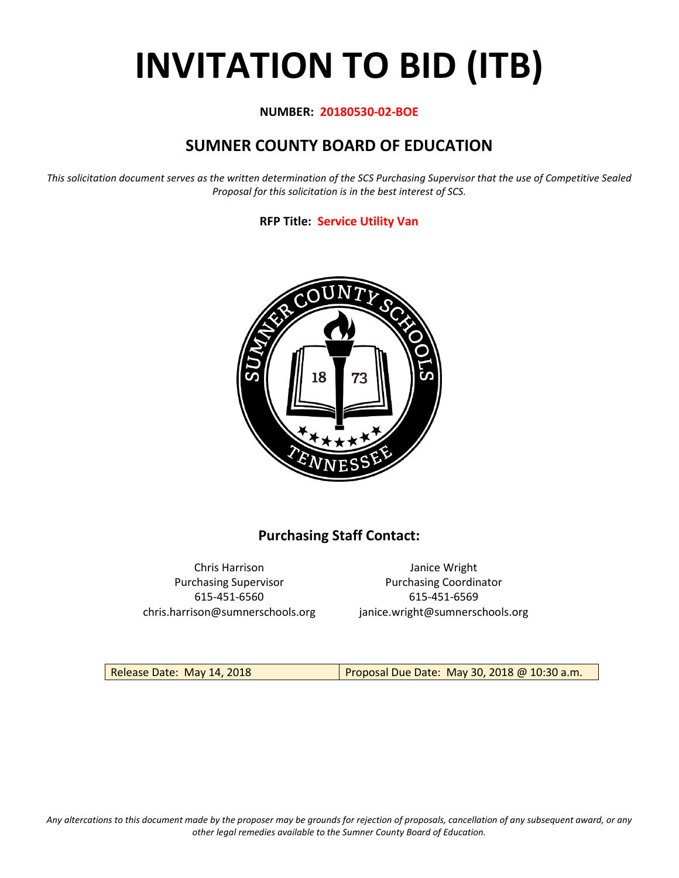# INVITATION TO BID (ITB)

**NUMBER: 20180530-02-BOE**

## SUMNER COUNTY BOARD OF EDUCATION

*This solicitation document serves as the written determination of the SCS Purchasing Supervisor that the use of Competitive Sealed Proposal for this solicitation is in the best interest of SCS.*

**RFP Title: Service Utility Van**

### Purchasing Staff Contact:

Chris Harrison
Purchasing Supervisor
615-451-6560
chris.harrison@sumnerschools.org

Janice Wright
Purchasing Coordinator
615-451-6569
janice.wright@sumnerschools.org

| Release Date: May 14, 2018 | Proposal Due Date: May 30, 2018 @ 10:30 a.m. |
|---|---|

*Any altercations to this document made by the proposer may be grounds for rejection of proposals, cancellation of any subsequent award, or any other legal remedies available to the Sumner County Board of Education.*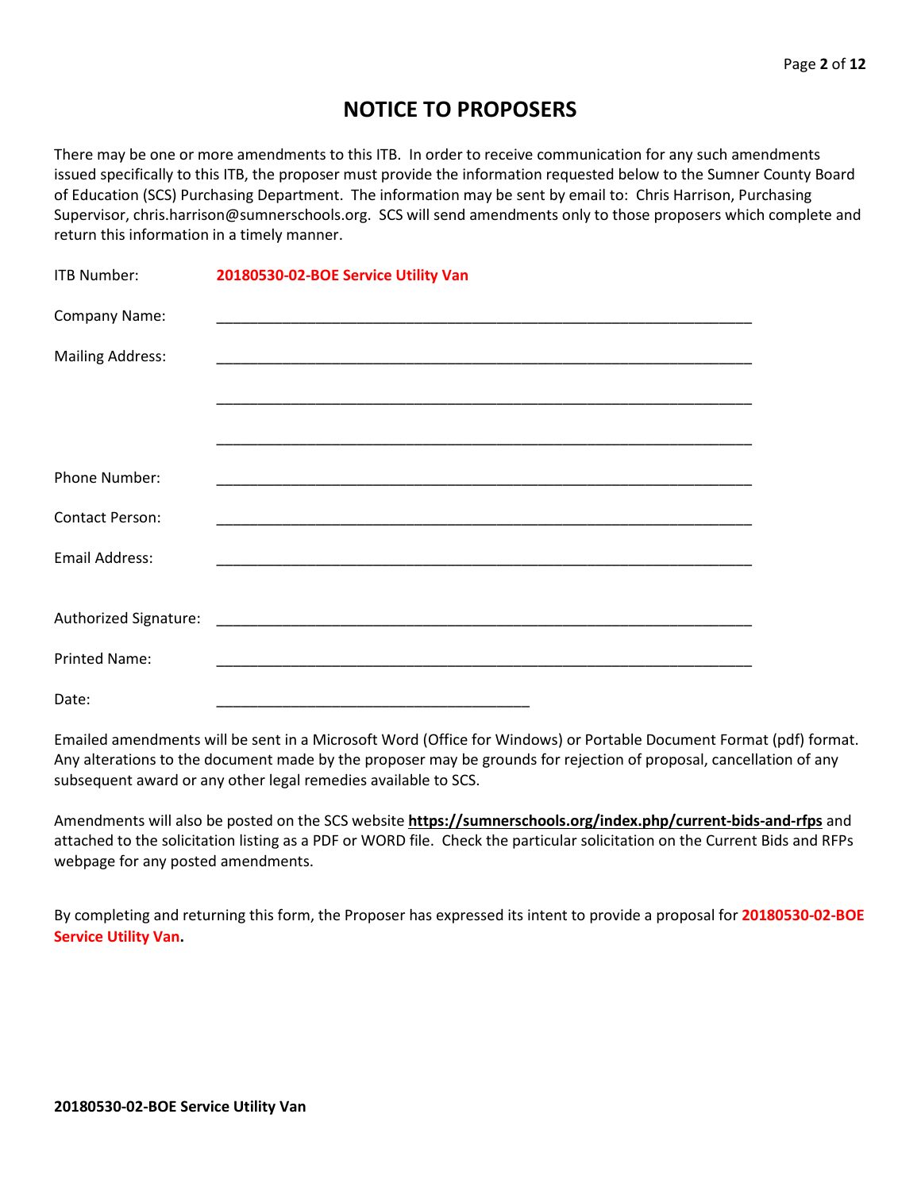# NOTICE TO PROPOSERS

There may be one or more amendments to this ITB. In order to receive communication for any such amendments issued specifically to this ITB, the proposer must provide the information requested below to the Sumner County Board of Education (SCS) Purchasing Department. The information may be sent by email to: Chris Harrison, Purchasing Supervisor, chris.harrison@sumnerschools.org. SCS will send amendments only to those proposers which complete and return this information in a timely manner.

ITB Number: **20180530-02-BOE Service Utility Van**

Company Name: ____________________________________________________________________

Mailing Address: ____________________________________________________________________

____________________________________________________________________

____________________________________________________________________

Phone Number: ____________________________________________________________________

Contact Person: ____________________________________________________________________

Email Address: ____________________________________________________________________

Authorized Signature: ____________________________________________________________________

Printed Name: ____________________________________________________________________

Date: ________________________________________

Emailed amendments will be sent in a Microsoft Word (Office for Windows) or Portable Document Format (pdf) format. Any alterations to the document made by the proposer may be grounds for rejection of proposal, cancellation of any subsequent award or any other legal remedies available to SCS.

Amendments will also be posted on the SCS website **https://sumnerschools.org/index.php/current-bids-and-rfps** and attached to the solicitation listing as a PDF or WORD file. Check the particular solicitation on the Current Bids and RFPs webpage for any posted amendments.

By completing and returning this form, the Proposer has expressed its intent to provide a proposal for **20180530-02-BOE Service Utility Van.**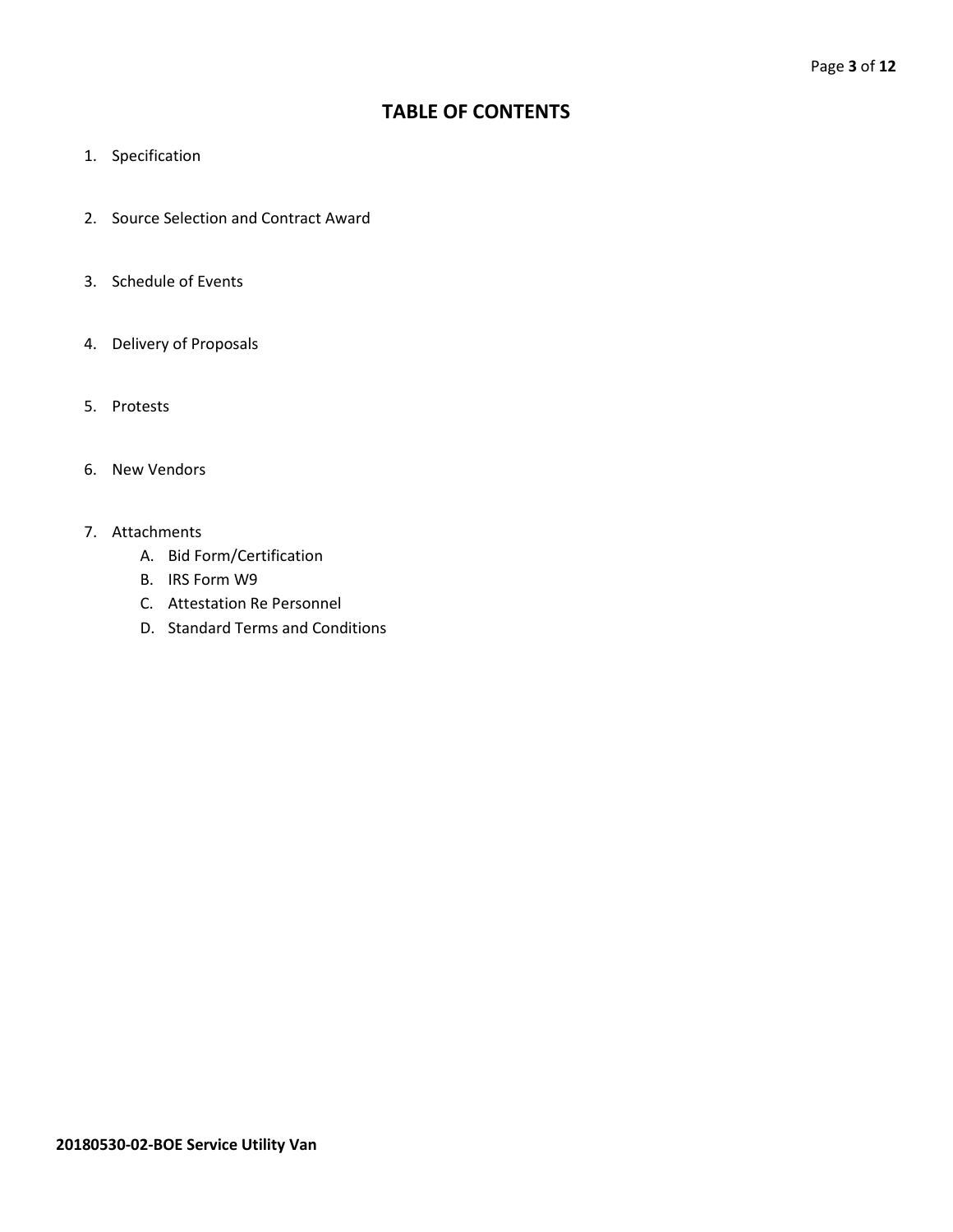# TABLE OF CONTENTS

1. Specification

2. Source Selection and Contract Award

3. Schedule of Events

4. Delivery of Proposals

5. Protests

6. New Vendors

7. Attachments
    A. Bid Form/Certification
    B. IRS Form W9
    C. Attestation Re Personnel
    D. Standard Terms and Conditions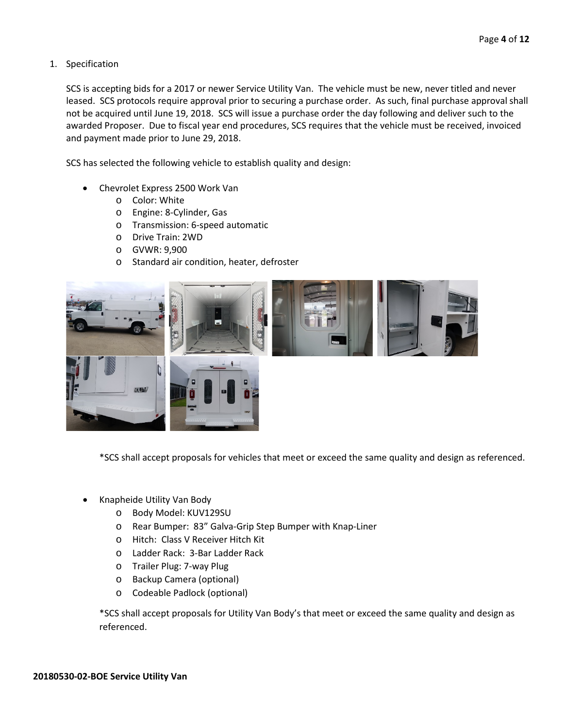1. Specification

SCS is accepting bids for a 2017 or newer Service Utility Van. The vehicle must be new, never titled and never leased. SCS protocols require approval prior to securing a purchase order. As such, final purchase approval shall not be acquired until June 19, 2018. SCS will issue a purchase order the day following and deliver such to the awarded Proposer. Due to fiscal year end procedures, SCS requires that the vehicle must be received, invoiced and payment made prior to June 29, 2018.

SCS has selected the following vehicle to establish quality and design:

- Chevrolet Express 2500 Work Van
  - Color: White
  - Engine: 8-Cylinder, Gas
  - Transmission: 6-speed automatic
  - Drive Train: 2WD
  - GVWR: 9,900
  - Standard air condition, heater, defroster

*SCS shall accept proposals for vehicles that meet or exceed the same quality and design as referenced.

- Knapheide Utility Van Body
  - Body Model: KUV129SU
  - Rear Bumper: 83" Galva-Grip Step Bumper with Knap-Liner
  - Hitch: Class V Receiver Hitch Kit
  - Ladder Rack: 3-Bar Ladder Rack
  - Trailer Plug: 7-way Plug
  - Backup Camera (optional)
  - Codeable Padlock (optional)

*SCS shall accept proposals for Utility Van Body's that meet or exceed the same quality and design as referenced.

**20180530-02-BOE Service Utility Van**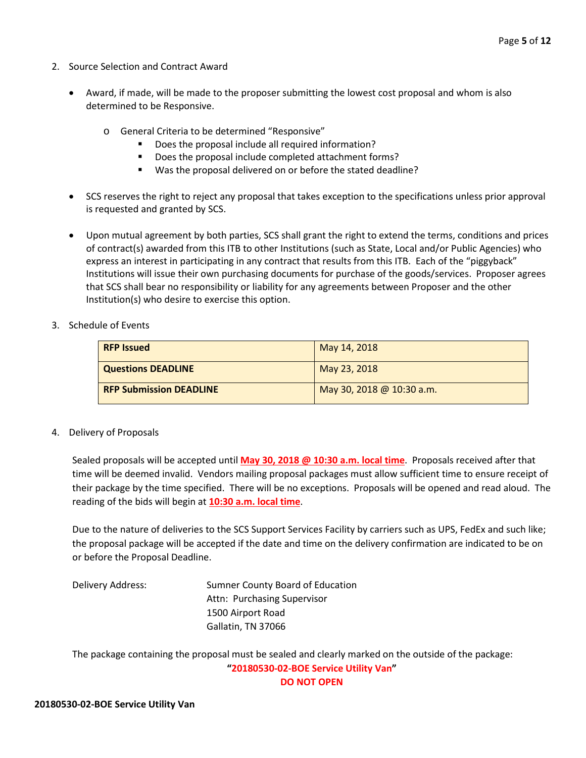2. Source Selection and Contract Award

- Award, if made, will be made to the proposer submitting the lowest cost proposal and whom is also determined to be Responsive.
    - General Criteria to be determined "Responsive"
        - Does the proposal include all required information?
        - Does the proposal include completed attachment forms?
        - Was the proposal delivered on or before the stated deadline?
- SCS reserves the right to reject any proposal that takes exception to the specifications unless prior approval is requested and granted by SCS.
- Upon mutual agreement by both parties, SCS shall grant the right to extend the terms, conditions and prices of contract(s) awarded from this ITB to other Institutions (such as State, Local and/or Public Agencies) who express an interest in participating in any contract that results from this ITB. Each of the "piggyback" Institutions will issue their own purchasing documents for purchase of the goods/services. Proposer agrees that SCS shall bear no responsibility or liability for any agreements between Proposer and the other Institution(s) who desire to exercise this option.

3. Schedule of Events

| **RFP Issued** | May 14, 2018 |
| --- | --- |
| **Questions DEADLINE** | May 23, 2018 |
| **RFP Submission DEADLINE** | May 30, 2018 @ 10:30 a.m. |

4. Delivery of Proposals

Sealed proposals will be accepted until **May 30, 2018 @ 10:30 a.m. local time**. Proposals received after that time will be deemed invalid. Vendors mailing proposal packages must allow sufficient time to ensure receipt of their package by the time specified. There will be no exceptions. Proposals will be opened and read aloud. The reading of the bids will begin at **10:30 a.m. local time**.

Due to the nature of deliveries to the SCS Support Services Facility by carriers such as UPS, FedEx and such like; the proposal package will be accepted if the date and time on the delivery confirmation are indicated to be on or before the Proposal Deadline.

Delivery Address:
Sumner County Board of Education
Attn: Purchasing Supervisor
1500 Airport Road
Gallatin, TN 37066

The package containing the proposal must be sealed and clearly marked on the outside of the package:

**"20180530-02-BOE Service Utility Van"**

**DO NOT OPEN**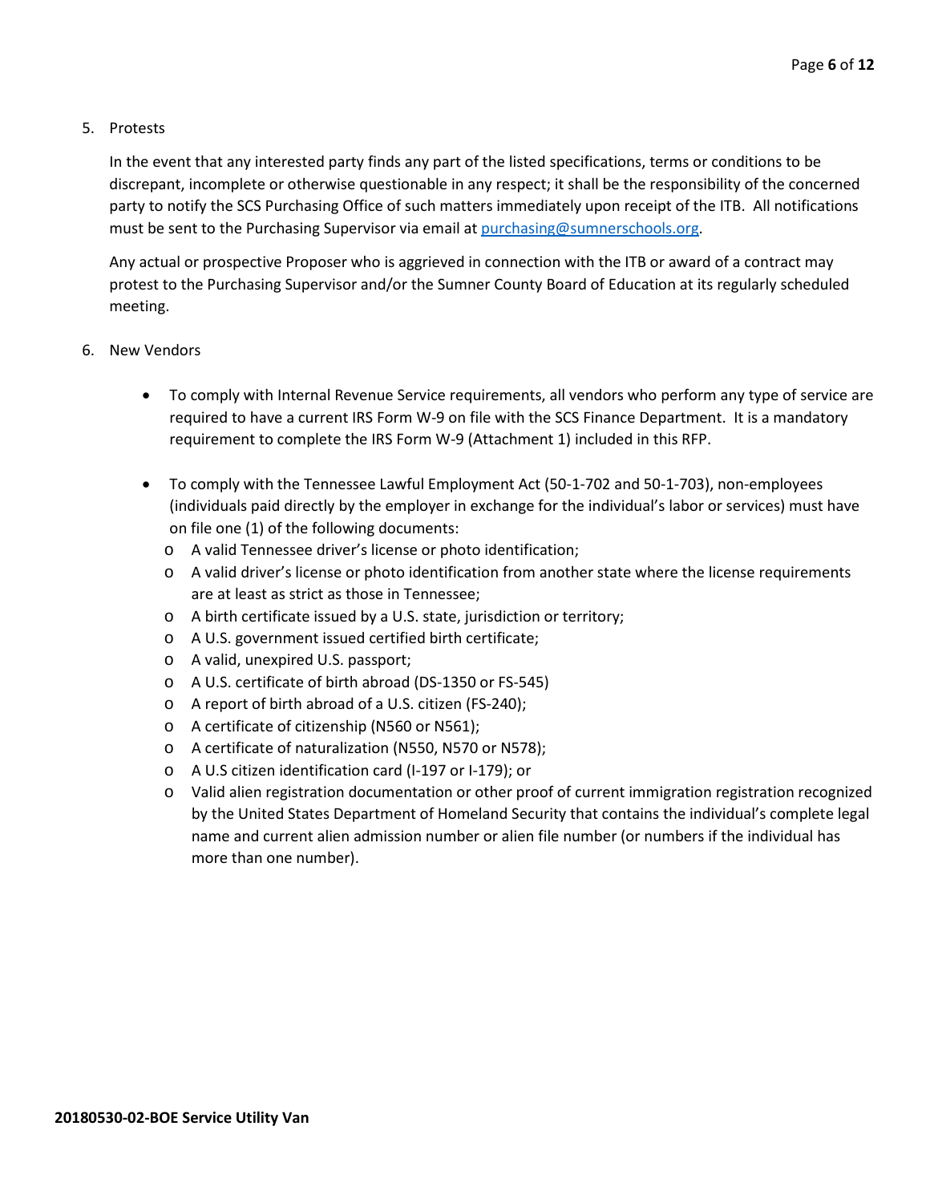5. Protests

   In the event that any interested party finds any part of the listed specifications, terms or conditions to be discrepant, incomplete or otherwise questionable in any respect; it shall be the responsibility of the concerned party to notify the SCS Purchasing Office of such matters immediately upon receipt of the ITB. All notifications must be sent to the Purchasing Supervisor via email at [purchasing@sumnerschools.org](mailto:purchasing@sumnerschools.org).

   Any actual or prospective Proposer who is aggrieved in connection with the ITB or award of a contract may protest to the Purchasing Supervisor and/or the Sumner County Board of Education at its regularly scheduled meeting.

6. New Vendors

   - To comply with Internal Revenue Service requirements, all vendors who perform any type of service are required to have a current IRS Form W-9 on file with the SCS Finance Department. It is a mandatory requirement to complete the IRS Form W-9 (Attachment 1) included in this RFP.

   - To comply with the Tennessee Lawful Employment Act (50-1-702 and 50-1-703), non-employees (individuals paid directly by the employer in exchange for the individual's labor or services) must have on file one (1) of the following documents:
     - A valid Tennessee driver's license or photo identification;
     - A valid driver's license or photo identification from another state where the license requirements are at least as strict as those in Tennessee;
     - A birth certificate issued by a U.S. state, jurisdiction or territory;
     - A U.S. government issued certified birth certificate;
     - A valid, unexpired U.S. passport;
     - A U.S. certificate of birth abroad (DS-1350 or FS-545)
     - A report of birth abroad of a U.S. citizen (FS-240);
     - A certificate of citizenship (N560 or N561);
     - A certificate of naturalization (N550, N570 or N578);
     - A U.S citizen identification card (I-197 or I-179); or
     - Valid alien registration documentation or other proof of current immigration registration recognized by the United States Department of Homeland Security that contains the individual's complete legal name and current alien admission number or alien file number (or numbers if the individual has more than one number).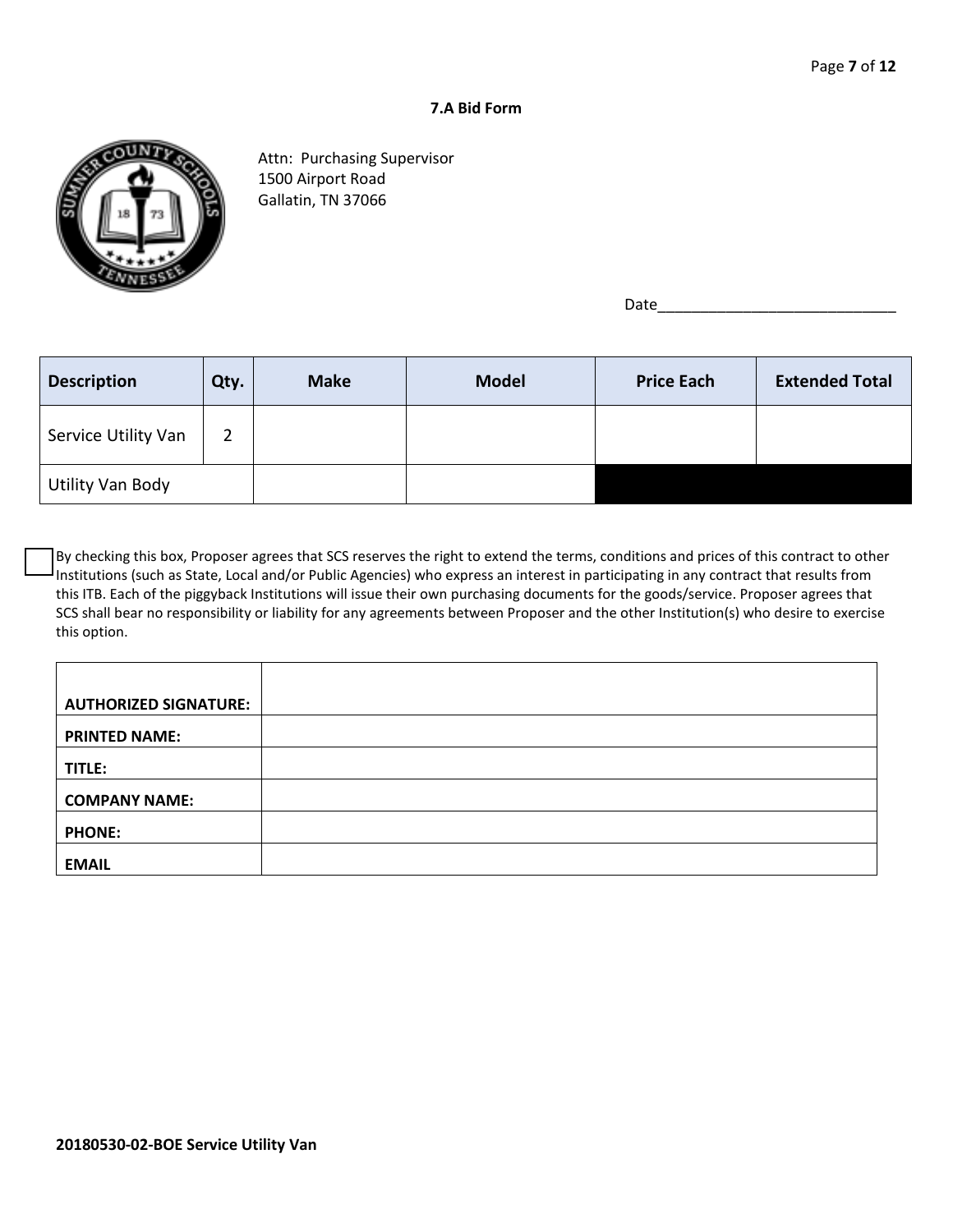### 7.A Bid Form

Attn: Purchasing Supervisor
1500 Airport Road
Gallatin, TN 37066

Date____________________________

| Description | Qty. | Make | Model | Price Each | Extended Total |
|---|---|---|---|---|---|
| Service Utility Van | 2 | | | | |
| Utility Van Body | | | | | |

☐ By checking this box, Proposer agrees that SCS reserves the right to extend the terms, conditions and prices of this contract to other Institutions (such as State, Local and/or Public Agencies) who express an interest in participating in any contract that results from this ITB. Each of the piggyback Institutions will issue their own purchasing documents for the goods/service. Proposer agrees that SCS shall bear no responsibility or liability for any agreements between Proposer and the other Institution(s) who desire to exercise this option.

| | |
|---|---|
| **AUTHORIZED SIGNATURE:** | |
| **PRINTED NAME:** | |
| **TITLE:** | |
| **COMPANY NAME:** | |
| **PHONE:** | |
| **EMAIL** | |

**20180530-02-BOE Service Utility Van**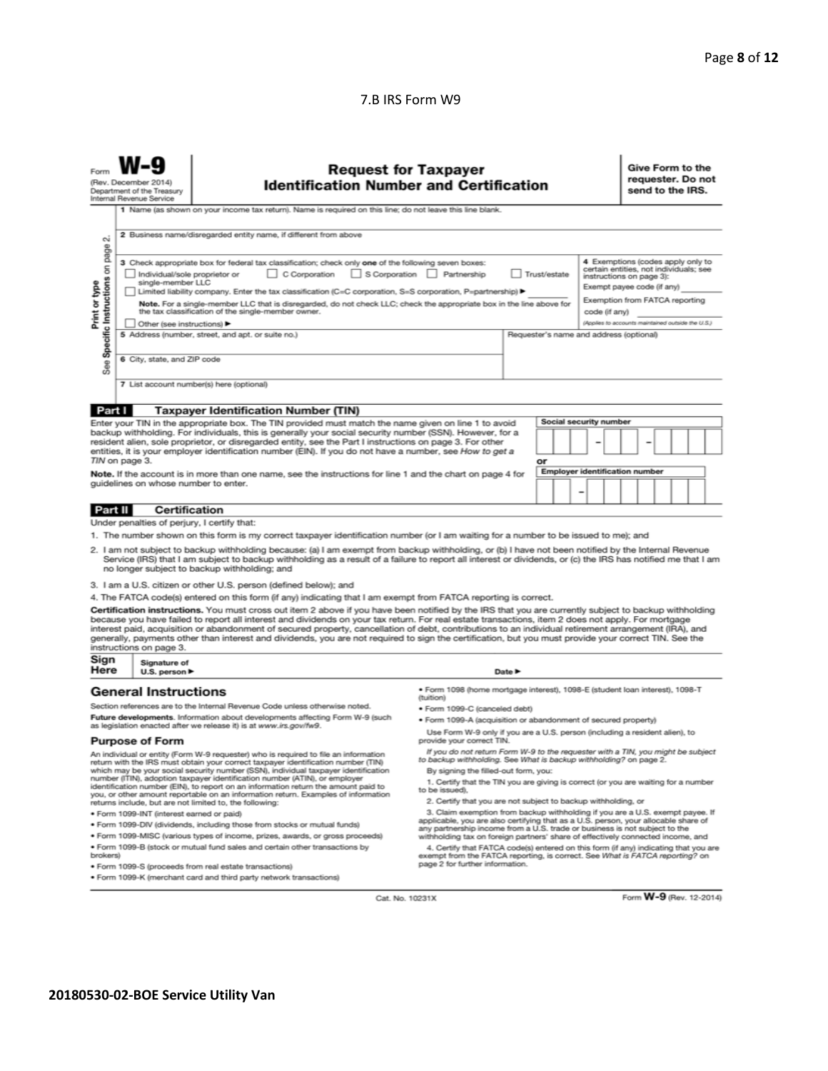7.B IRS Form W9

Form **W-9**
(Rev. December 2014)
Department of the Treasury
Internal Revenue Service

# Request for Taxpayer Identification Number and Certification

**Give Form to the requester. Do not send to the IRS.**

Print or type
See **Specific Instructions** on page 2.

1 Name (as shown on your income tax return). Name is required on this line; do not leave this line blank.

2 Business name/disregarded entity name, if different from above

3 Check appropriate box for federal tax classification; check only **one** of the following seven boxes:
☐ Individual/sole proprietor or single-member LLC ☐ C Corporation ☐ S Corporation ☐ Partnership ☐ Trust/estate
☐ Limited liability company. Enter the tax classification (C=C corporation, S=S corporation, P=partnership) ► ________
**Note.** For a single-member LLC that is disregarded, do not check LLC; check the appropriate box in the line above for the tax classification of the single-member owner.
☐ Other (see instructions) ►

4 Exemptions (codes apply only to certain entities, not individuals; see instructions on page 3):
Exempt payee code (if any) ________
Exemption from FATCA reporting code (if any) ________
*(Applies to accounts maintained outside the U.S.)*

5 Address (number, street, and apt. or suite no.)

Requester's name and address (optional)

6 City, state, and ZIP code

7 List account number(s) here (optional)

## Part I Taxpayer Identification Number (TIN)

Enter your TIN in the appropriate box. The TIN provided must match the name given on line 1 to avoid backup withholding. For individuals, this is generally your social security number (SSN). However, for a resident alien, sole proprietor, or disregarded entity, see the Part I instructions on page 3. For other entities, it is your employer identification number (EIN). If you do not have a number, see *How to get a TIN* on page 3.

**Note.** If the account is in more than one name, see the instructions for line 1 and the chart on page 4 for guidelines on whose number to enter.

**Social security number**
☐☐☐ – ☐☐ – ☐☐☐☐

or

**Employer identification number**
☐☐ – ☐☐☐☐☐☐☐

## Part II Certification

Under penalties of perjury, I certify that:

1. The number shown on this form is my correct taxpayer identification number (or I am waiting for a number to be issued to me); and
2. I am not subject to backup withholding because: (a) I am exempt from backup withholding, or (b) I have not been notified by the Internal Revenue Service (IRS) that I am subject to backup withholding as a result of a failure to report all interest or dividends, or (c) the IRS has notified me that I am no longer subject to backup withholding; and
3. I am a U.S. citizen or other U.S. person (defined below); and
4. The FATCA code(s) entered on this form (if any) indicating that I am exempt from FATCA reporting is correct.

**Certification instructions.** You must cross out item 2 above if you have been notified by the IRS that you are currently subject to backup withholding because you have failed to report all interest and dividends on your tax return. For real estate transactions, item 2 does not apply. For mortgage interest paid, acquisition or abandonment of secured property, cancellation of debt, contributions to an individual retirement arrangement (IRA), and generally, payments other than interest and dividends, you are not required to sign the certification, but you must provide your correct TIN. See the instructions on page 3.

**Sign Here** Signature of U.S. person ► Date ►

## General Instructions

Section references are to the Internal Revenue Code unless otherwise noted.

**Future developments.** Information about developments affecting Form W-9 (such as legislation enacted after we release it) is at *www.irs.gov/fw9*.

### Purpose of Form

An individual or entity (Form W-9 requester) who is required to file an information return with the IRS must obtain your correct taxpayer identification number (TIN) which may be your social security number (SSN), individual taxpayer identification number (ITIN), adoption taxpayer identification number (ATIN), or employer identification number (EIN), to report on an information return the amount paid to you, or other amount reportable on an information return. Examples of information returns include, but are not limited to, the following:

- Form 1099-INT (interest earned or paid)
- Form 1099-DIV (dividends, including those from stocks or mutual funds)
- Form 1099-MISC (various types of income, prizes, awards, or gross proceeds)
- Form 1099-B (stock or mutual fund sales and certain other transactions by brokers)
- Form 1099-S (proceeds from real estate transactions)
- Form 1099-K (merchant card and third party network transactions)
- Form 1098 (home mortgage interest), 1098-E (student loan interest), 1098-T (tuition)
- Form 1099-C (canceled debt)
- Form 1099-A (acquisition or abandonment of secured property)

Use Form W-9 only if you are a U.S. person (including a resident alien), to provide your correct TIN.

*If you do not return Form W-9 to the requester with a TIN, you might be subject to backup withholding. See What is backup withholding? on page 2.*

By signing the filled-out form, you:

1. Certify that the TIN you are giving is correct (or you are waiting for a number to be issued),
2. Certify that you are not subject to backup withholding, or
3. Claim exemption from backup withholding if you are a U.S. exempt payee. If applicable, you are also certifying that as a U.S. person, your allocable share of any partnership income from a U.S. trade or business is not subject to the withholding tax on foreign partners' share of effectively connected income, and
4. Certify that FATCA code(s) entered on this form (if any) indicating that you are exempt from the FATCA reporting, is correct. See *What is FATCA reporting?* on page 2 for further information.

Cat. No. 10231X Form **W-9** (Rev. 12-2014)

**20180530-02-BOE Service Utility Van**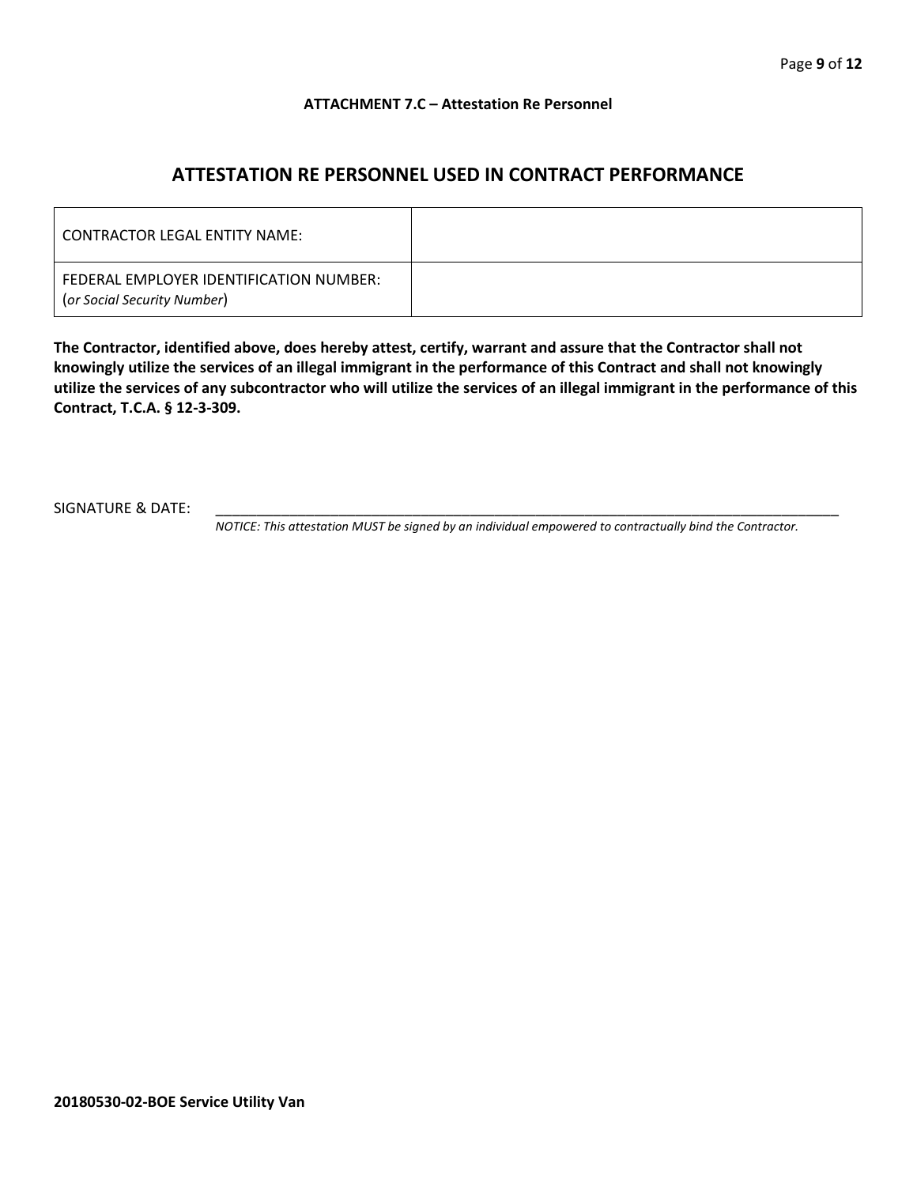**ATTACHMENT 7.C – Attestation Re Personnel**

## ATTESTATION RE PERSONNEL USED IN CONTRACT PERFORMANCE

| CONTRACTOR LEGAL ENTITY NAME: | |
|---|---|
| FEDERAL EMPLOYER IDENTIFICATION NUMBER: (*or Social Security Number*) | |

**The Contractor, identified above, does hereby attest, certify, warrant and assure that the Contractor shall not knowingly utilize the services of an illegal immigrant in the performance of this Contract and shall not knowingly utilize the services of any subcontractor who will utilize the services of an illegal immigrant in the performance of this Contract, T.C.A. § 12-3-309.**

SIGNATURE & DATE: ___________________________________________________________________________________

*NOTICE: This attestation MUST be signed by an individual empowered to contractually bind the Contractor.*

**20180530-02-BOE Service Utility Van**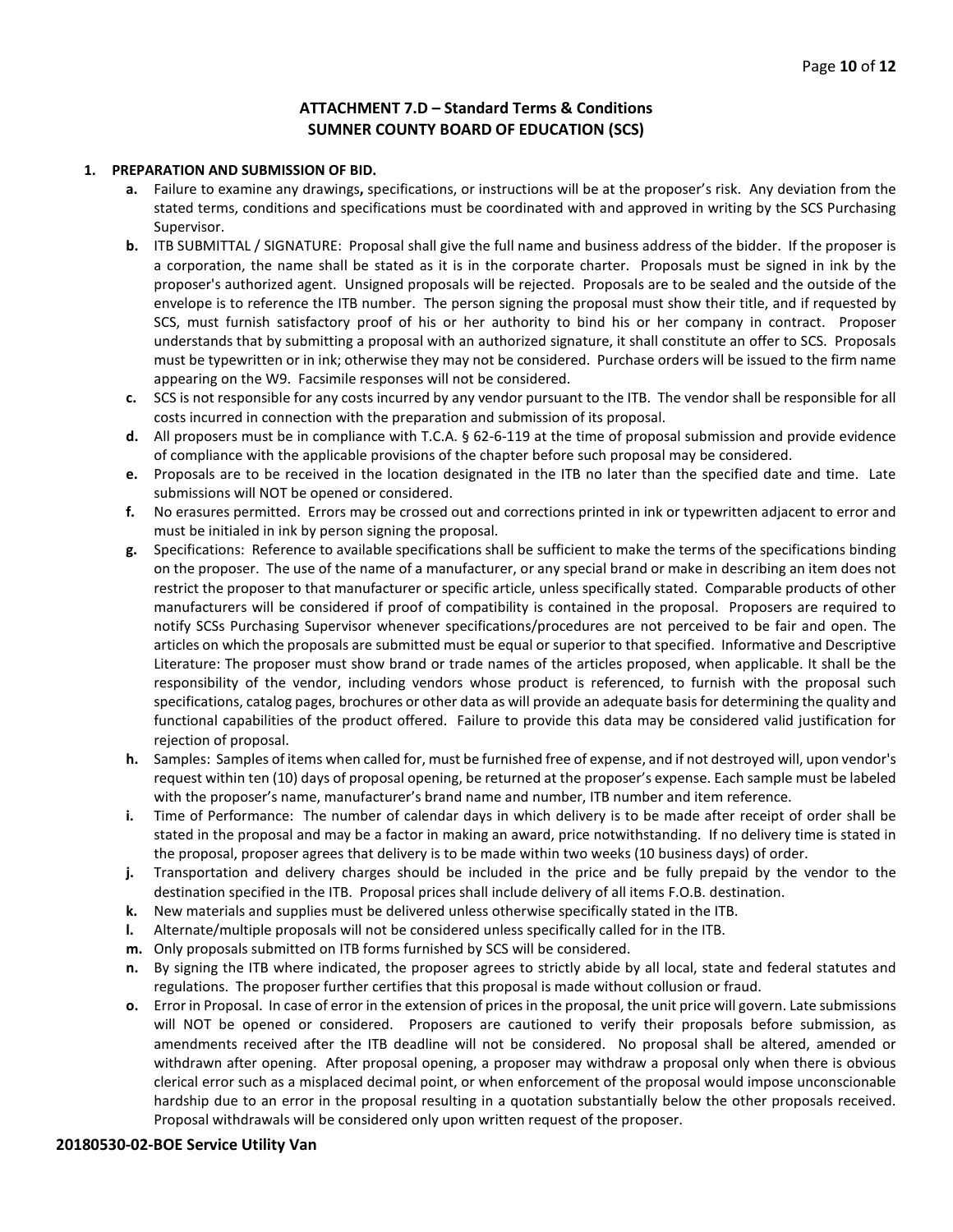# ATTACHMENT 7.D – Standard Terms & Conditions
# SUMNER COUNTY BOARD OF EDUCATION (SCS)

**1. PREPARATION AND SUBMISSION OF BID.**

- **a.** Failure to examine any drawings**,** specifications, or instructions will be at the proposer's risk. Any deviation from the stated terms, conditions and specifications must be coordinated with and approved in writing by the SCS Purchasing Supervisor.
- **b.** ITB SUBMITTAL / SIGNATURE: Proposal shall give the full name and business address of the bidder. If the proposer is a corporation, the name shall be stated as it is in the corporate charter. Proposals must be signed in ink by the proposer's authorized agent. Unsigned proposals will be rejected. Proposals are to be sealed and the outside of the envelope is to reference the ITB number. The person signing the proposal must show their title, and if requested by SCS, must furnish satisfactory proof of his or her authority to bind his or her company in contract. Proposer understands that by submitting a proposal with an authorized signature, it shall constitute an offer to SCS. Proposals must be typewritten or in ink; otherwise they may not be considered. Purchase orders will be issued to the firm name appearing on the W9. Facsimile responses will not be considered.
- **c.** SCS is not responsible for any costs incurred by any vendor pursuant to the ITB. The vendor shall be responsible for all costs incurred in connection with the preparation and submission of its proposal.
- **d.** All proposers must be in compliance with T.C.A. § 62-6-119 at the time of proposal submission and provide evidence of compliance with the applicable provisions of the chapter before such proposal may be considered.
- **e.** Proposals are to be received in the location designated in the ITB no later than the specified date and time. Late submissions will NOT be opened or considered.
- **f.** No erasures permitted. Errors may be crossed out and corrections printed in ink or typewritten adjacent to error and must be initialed in ink by person signing the proposal.
- **g.** Specifications: Reference to available specifications shall be sufficient to make the terms of the specifications binding on the proposer. The use of the name of a manufacturer, or any special brand or make in describing an item does not restrict the proposer to that manufacturer or specific article, unless specifically stated. Comparable products of other manufacturers will be considered if proof of compatibility is contained in the proposal. Proposers are required to notify SCSs Purchasing Supervisor whenever specifications/procedures are not perceived to be fair and open. The articles on which the proposals are submitted must be equal or superior to that specified. Informative and Descriptive Literature: The proposer must show brand or trade names of the articles proposed, when applicable. It shall be the responsibility of the vendor, including vendors whose product is referenced, to furnish with the proposal such specifications, catalog pages, brochures or other data as will provide an adequate basis for determining the quality and functional capabilities of the product offered. Failure to provide this data may be considered valid justification for rejection of proposal.
- **h.** Samples: Samples of items when called for, must be furnished free of expense, and if not destroyed will, upon vendor's request within ten (10) days of proposal opening, be returned at the proposer's expense. Each sample must be labeled with the proposer's name, manufacturer's brand name and number, ITB number and item reference.
- **i.** Time of Performance: The number of calendar days in which delivery is to be made after receipt of order shall be stated in the proposal and may be a factor in making an award, price notwithstanding. If no delivery time is stated in the proposal, proposer agrees that delivery is to be made within two weeks (10 business days) of order.
- **j.** Transportation and delivery charges should be included in the price and be fully prepaid by the vendor to the destination specified in the ITB. Proposal prices shall include delivery of all items F.O.B. destination.
- **k.** New materials and supplies must be delivered unless otherwise specifically stated in the ITB.
- **l.** Alternate/multiple proposals will not be considered unless specifically called for in the ITB.
- **m.** Only proposals submitted on ITB forms furnished by SCS will be considered.
- **n.** By signing the ITB where indicated, the proposer agrees to strictly abide by all local, state and federal statutes and regulations. The proposer further certifies that this proposal is made without collusion or fraud.
- **o.** Error in Proposal. In case of error in the extension of prices in the proposal, the unit price will govern. Late submissions will NOT be opened or considered. Proposers are cautioned to verify their proposals before submission, as amendments received after the ITB deadline will not be considered. No proposal shall be altered, amended or withdrawn after opening. After proposal opening, a proposer may withdraw a proposal only when there is obvious clerical error such as a misplaced decimal point, or when enforcement of the proposal would impose unconscionable hardship due to an error in the proposal resulting in a quotation substantially below the other proposals received. Proposal withdrawals will be considered only upon written request of the proposer.

**20180530-02-BOE Service Utility Van**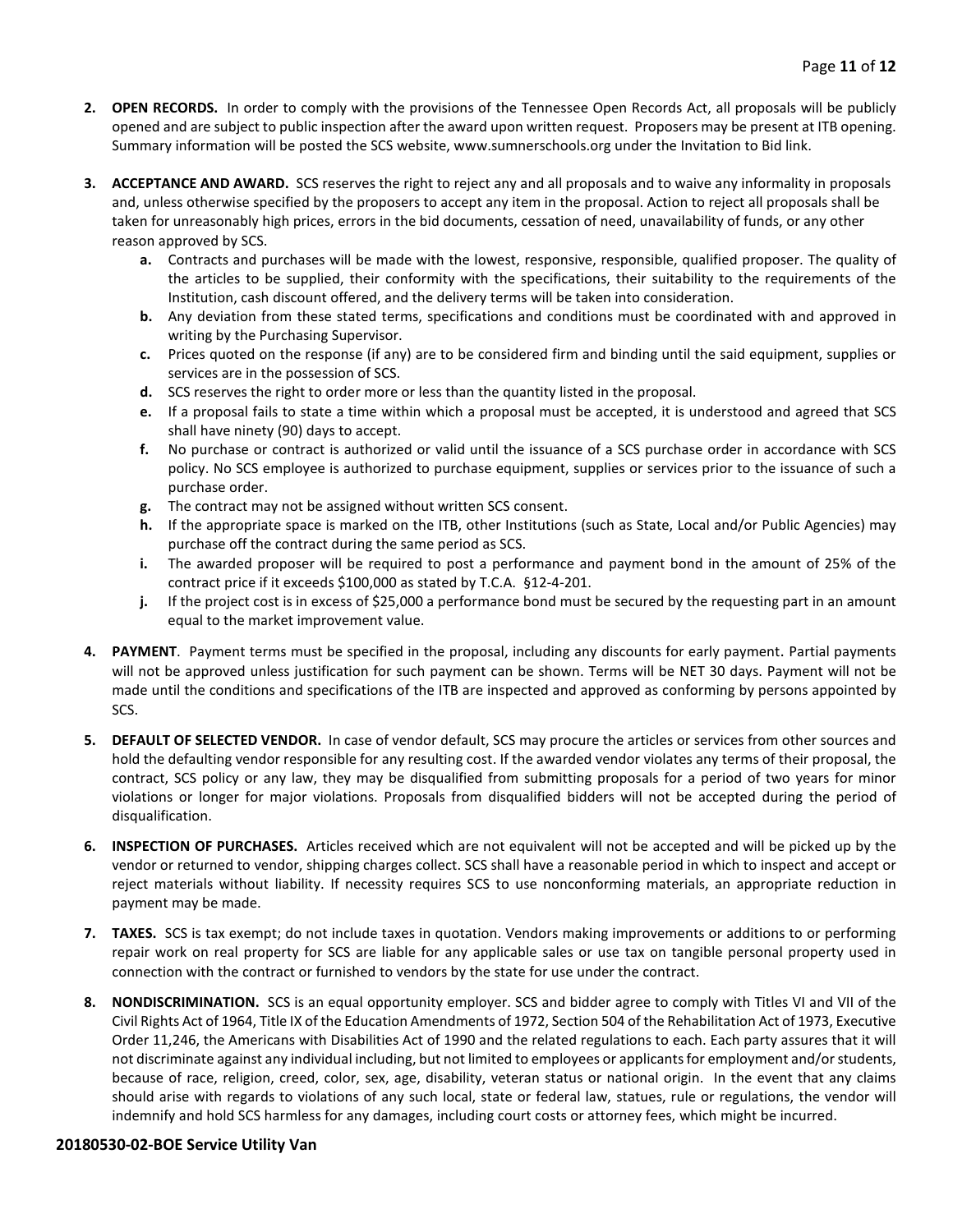2. **OPEN RECORDS.** In order to comply with the provisions of the Tennessee Open Records Act, all proposals will be publicly opened and are subject to public inspection after the award upon written request. Proposers may be present at ITB opening. Summary information will be posted the SCS website, www.sumnerschools.org under the Invitation to Bid link.

3. **ACCEPTANCE AND AWARD.** SCS reserves the right to reject any and all proposals and to waive any informality in proposals and, unless otherwise specified by the proposers to accept any item in the proposal. Action to reject all proposals shall be taken for unreasonably high prices, errors in the bid documents, cessation of need, unavailability of funds, or any other reason approved by SCS.
   - **a.** Contracts and purchases will be made with the lowest, responsive, responsible, qualified proposer. The quality of the articles to be supplied, their conformity with the specifications, their suitability to the requirements of the Institution, cash discount offered, and the delivery terms will be taken into consideration.
   - **b.** Any deviation from these stated terms, specifications and conditions must be coordinated with and approved in writing by the Purchasing Supervisor.
   - **c.** Prices quoted on the response (if any) are to be considered firm and binding until the said equipment, supplies or services are in the possession of SCS.
   - **d.** SCS reserves the right to order more or less than the quantity listed in the proposal.
   - **e.** If a proposal fails to state a time within which a proposal must be accepted, it is understood and agreed that SCS shall have ninety (90) days to accept.
   - **f.** No purchase or contract is authorized or valid until the issuance of a SCS purchase order in accordance with SCS policy. No SCS employee is authorized to purchase equipment, supplies or services prior to the issuance of such a purchase order.
   - **g.** The contract may not be assigned without written SCS consent.
   - **h.** If the appropriate space is marked on the ITB, other Institutions (such as State, Local and/or Public Agencies) may purchase off the contract during the same period as SCS.
   - **i.** The awarded proposer will be required to post a performance and payment bond in the amount of 25% of the contract price if it exceeds $100,000 as stated by T.C.A. §12-4-201.
   - **j.** If the project cost is in excess of $25,000 a performance bond must be secured by the requesting part in an amount equal to the market improvement value.

4. **PAYMENT**. Payment terms must be specified in the proposal, including any discounts for early payment. Partial payments will not be approved unless justification for such payment can be shown. Terms will be NET 30 days. Payment will not be made until the conditions and specifications of the ITB are inspected and approved as conforming by persons appointed by SCS.

5. **DEFAULT OF SELECTED VENDOR.** In case of vendor default, SCS may procure the articles or services from other sources and hold the defaulting vendor responsible for any resulting cost. If the awarded vendor violates any terms of their proposal, the contract, SCS policy or any law, they may be disqualified from submitting proposals for a period of two years for minor violations or longer for major violations. Proposals from disqualified bidders will not be accepted during the period of disqualification.

6. **INSPECTION OF PURCHASES.** Articles received which are not equivalent will not be accepted and will be picked up by the vendor or returned to vendor, shipping charges collect. SCS shall have a reasonable period in which to inspect and accept or reject materials without liability. If necessity requires SCS to use nonconforming materials, an appropriate reduction in payment may be made.

7. **TAXES.** SCS is tax exempt; do not include taxes in quotation. Vendors making improvements or additions to or performing repair work on real property for SCS are liable for any applicable sales or use tax on tangible personal property used in connection with the contract or furnished to vendors by the state for use under the contract.

8. **NONDISCRIMINATION.** SCS is an equal opportunity employer. SCS and bidder agree to comply with Titles VI and VII of the Civil Rights Act of 1964, Title IX of the Education Amendments of 1972, Section 504 of the Rehabilitation Act of 1973, Executive Order 11,246, the Americans with Disabilities Act of 1990 and the related regulations to each. Each party assures that it will not discriminate against any individual including, but not limited to employees or applicants for employment and/or students, because of race, religion, creed, color, sex, age, disability, veteran status or national origin. In the event that any claims should arise with regards to violations of any such local, state or federal law, statues, rule or regulations, the vendor will indemnify and hold SCS harmless for any damages, including court costs or attorney fees, which might be incurred.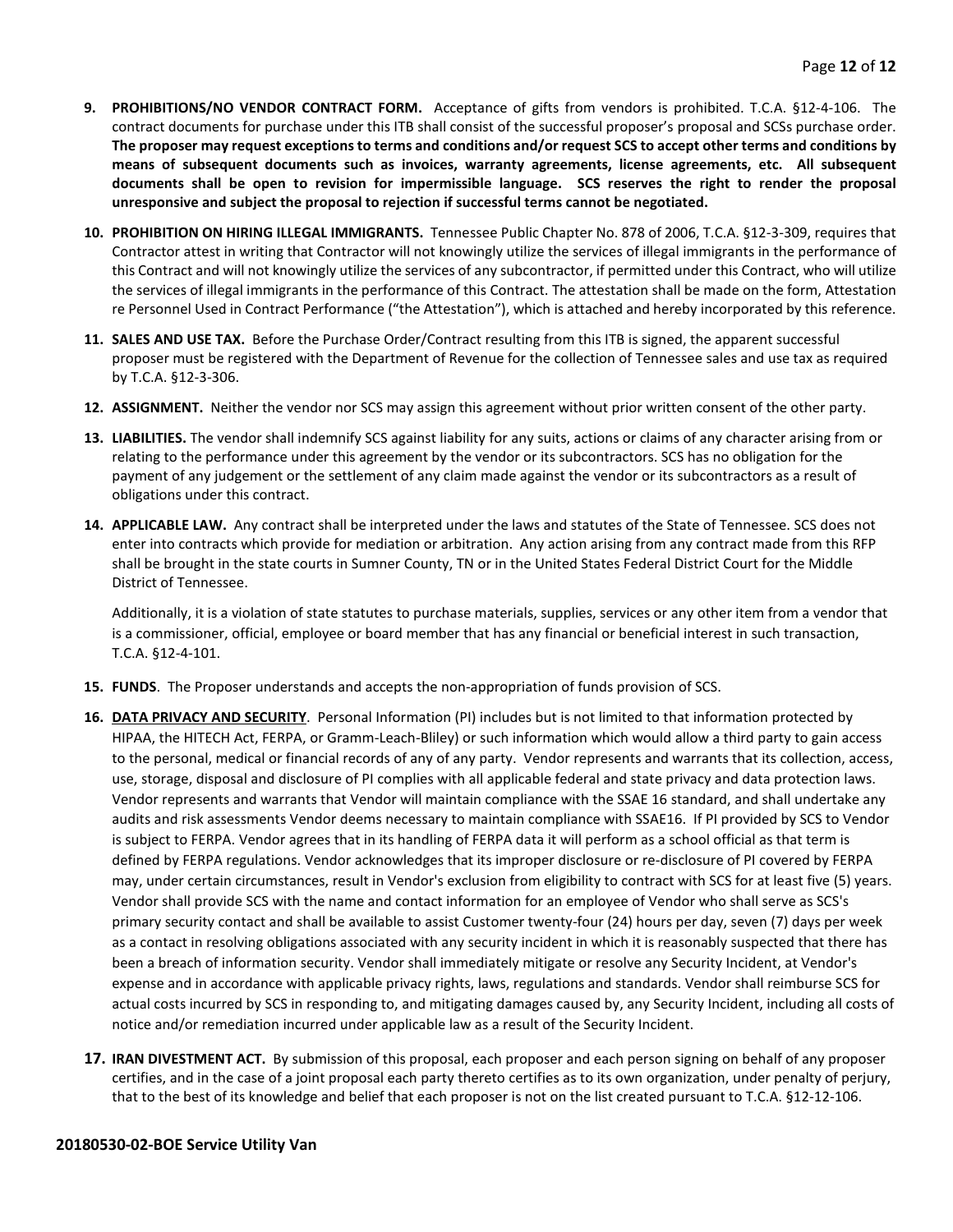9. **PROHIBITIONS/NO VENDOR CONTRACT FORM.** Acceptance of gifts from vendors is prohibited. T.C.A. §12-4-106. The contract documents for purchase under this ITB shall consist of the successful proposer's proposal and SCSs purchase order. **The proposer may request exceptions to terms and conditions and/or request SCS to accept other terms and conditions by means of subsequent documents such as invoices, warranty agreements, license agreements, etc. All subsequent documents shall be open to revision for impermissible language. SCS reserves the right to render the proposal unresponsive and subject the proposal to rejection if successful terms cannot be negotiated.**

10. **PROHIBITION ON HIRING ILLEGAL IMMIGRANTS.** Tennessee Public Chapter No. 878 of 2006, T.C.A. §12-3-309, requires that Contractor attest in writing that Contractor will not knowingly utilize the services of illegal immigrants in the performance of this Contract and will not knowingly utilize the services of any subcontractor, if permitted under this Contract, who will utilize the services of illegal immigrants in the performance of this Contract. The attestation shall be made on the form, Attestation re Personnel Used in Contract Performance ("the Attestation"), which is attached and hereby incorporated by this reference.

11. **SALES AND USE TAX.** Before the Purchase Order/Contract resulting from this ITB is signed, the apparent successful proposer must be registered with the Department of Revenue for the collection of Tennessee sales and use tax as required by T.C.A. §12-3-306.

12. **ASSIGNMENT.** Neither the vendor nor SCS may assign this agreement without prior written consent of the other party.

13. **LIABILITIES.** The vendor shall indemnify SCS against liability for any suits, actions or claims of any character arising from or relating to the performance under this agreement by the vendor or its subcontractors. SCS has no obligation for the payment of any judgement or the settlement of any claim made against the vendor or its subcontractors as a result of obligations under this contract.

14. **APPLICABLE LAW.** Any contract shall be interpreted under the laws and statutes of the State of Tennessee. SCS does not enter into contracts which provide for mediation or arbitration. Any action arising from any contract made from this RFP shall be brought in the state courts in Sumner County, TN or in the United States Federal District Court for the Middle District of Tennessee.

    Additionally, it is a violation of state statutes to purchase materials, supplies, services or any other item from a vendor that is a commissioner, official, employee or board member that has any financial or beneficial interest in such transaction, T.C.A. §12-4-101.

15. **FUNDS**. The Proposer understands and accepts the non-appropriation of funds provision of SCS.

16. **DATA PRIVACY AND SECURITY**. Personal Information (PI) includes but is not limited to that information protected by HIPAA, the HITECH Act, FERPA, or Gramm-Leach-Bliley) or such information which would allow a third party to gain access to the personal, medical or financial records of any of any party. Vendor represents and warrants that its collection, access, use, storage, disposal and disclosure of PI complies with all applicable federal and state privacy and data protection laws. Vendor represents and warrants that Vendor will maintain compliance with the SSAE 16 standard, and shall undertake any audits and risk assessments Vendor deems necessary to maintain compliance with SSAE16. If PI provided by SCS to Vendor is subject to FERPA. Vendor agrees that in its handling of FERPA data it will perform as a school official as that term is defined by FERPA regulations. Vendor acknowledges that its improper disclosure or re-disclosure of PI covered by FERPA may, under certain circumstances, result in Vendor's exclusion from eligibility to contract with SCS for at least five (5) years. Vendor shall provide SCS with the name and contact information for an employee of Vendor who shall serve as SCS's primary security contact and shall be available to assist Customer twenty-four (24) hours per day, seven (7) days per week as a contact in resolving obligations associated with any security incident in which it is reasonably suspected that there has been a breach of information security. Vendor shall immediately mitigate or resolve any Security Incident, at Vendor's expense and in accordance with applicable privacy rights, laws, regulations and standards. Vendor shall reimburse SCS for actual costs incurred by SCS in responding to, and mitigating damages caused by, any Security Incident, including all costs of notice and/or remediation incurred under applicable law as a result of the Security Incident.

17. **IRAN DIVESTMENT ACT.** By submission of this proposal, each proposer and each person signing on behalf of any proposer certifies, and in the case of a joint proposal each party thereto certifies as to its own organization, under penalty of perjury, that to the best of its knowledge and belief that each proposer is not on the list created pursuant to T.C.A. §12-12-106.

**20180530-02-BOE Service Utility Van**